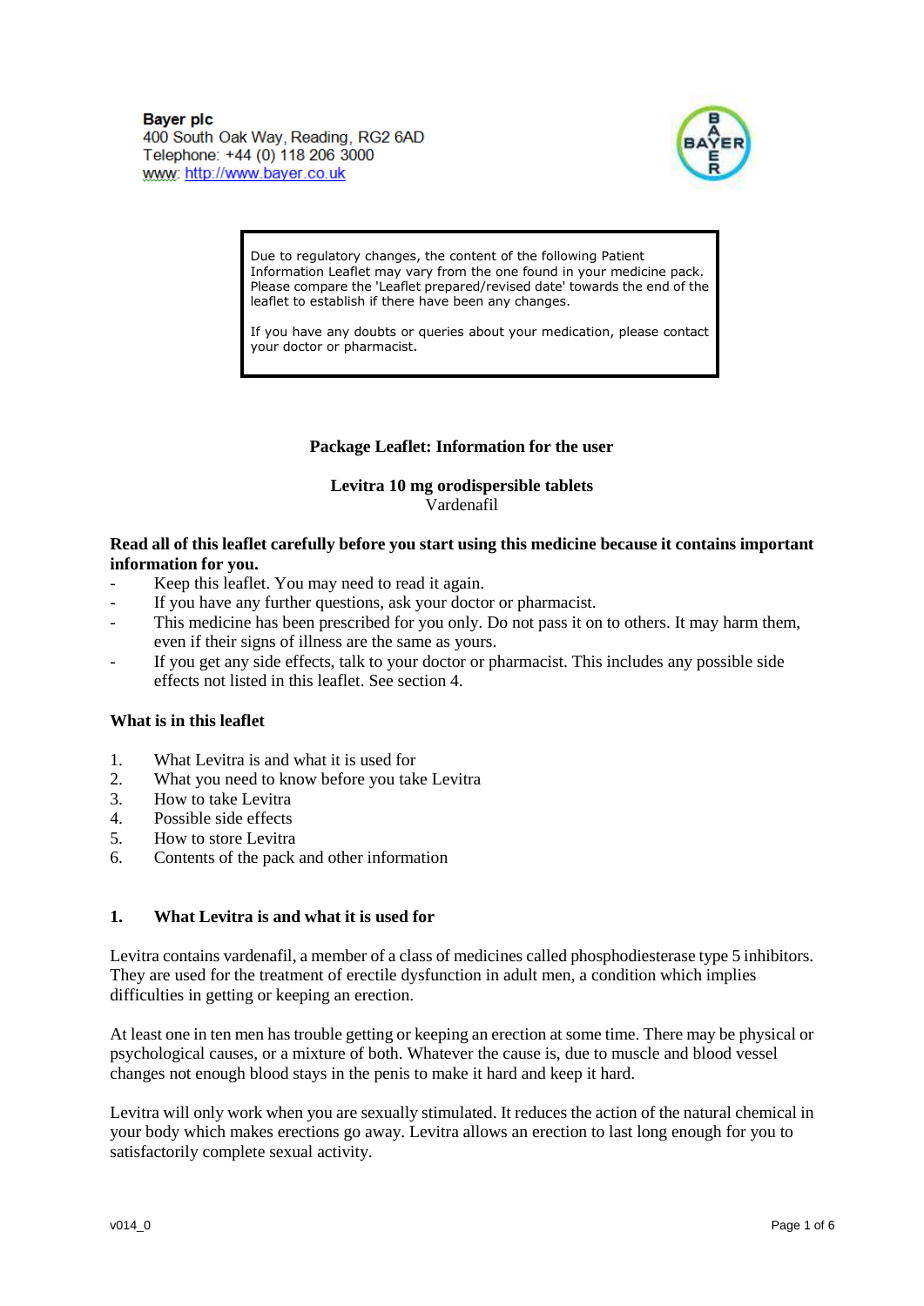**Bayer plc**
400 South Oak Way, Reading, RG2 6AD
Telephone: +44 (0) 118 206 3000
www: http://www.bayer.co.uk

> Due to regulatory changes, the content of the following Patient Information Leaflet may vary from the one found in your medicine pack. Please compare the 'Leaflet prepared/revised date' towards the end of the leaflet to establish if there have been any changes.
>
> If you have any doubts or queries about your medication, please contact your doctor or pharmacist.

# Package Leaflet: Information for the user

## Levitra 10 mg orodispersible tablets
Vardenafil

**Read all of this leaflet carefully before you start using this medicine because it contains important information for you.**

- Keep this leaflet. You may need to read it again.
- If you have any further questions, ask your doctor or pharmacist.
- This medicine has been prescribed for you only. Do not pass it on to others. It may harm them, even if their signs of illness are the same as yours.
- If you get any side effects, talk to your doctor or pharmacist. This includes any possible side effects not listed in this leaflet. See section 4.

**What is in this leaflet**

1. What Levitra is and what it is used for
2. What you need to know before you take Levitra
3. How to take Levitra
4. Possible side effects
5. How to store Levitra
6. Contents of the pack and other information

## 1. What Levitra is and what it is used for

Levitra contains vardenafil, a member of a class of medicines called phosphodiesterase type 5 inhibitors. They are used for the treatment of erectile dysfunction in adult men, a condition which implies difficulties in getting or keeping an erection.

At least one in ten men has trouble getting or keeping an erection at some time. There may be physical or psychological causes, or a mixture of both. Whatever the cause is, due to muscle and blood vessel changes not enough blood stays in the penis to make it hard and keep it hard.

Levitra will only work when you are sexually stimulated. It reduces the action of the natural chemical in your body which makes erections go away. Levitra allows an erection to last long enough for you to satisfactorily complete sexual activity.

v014_0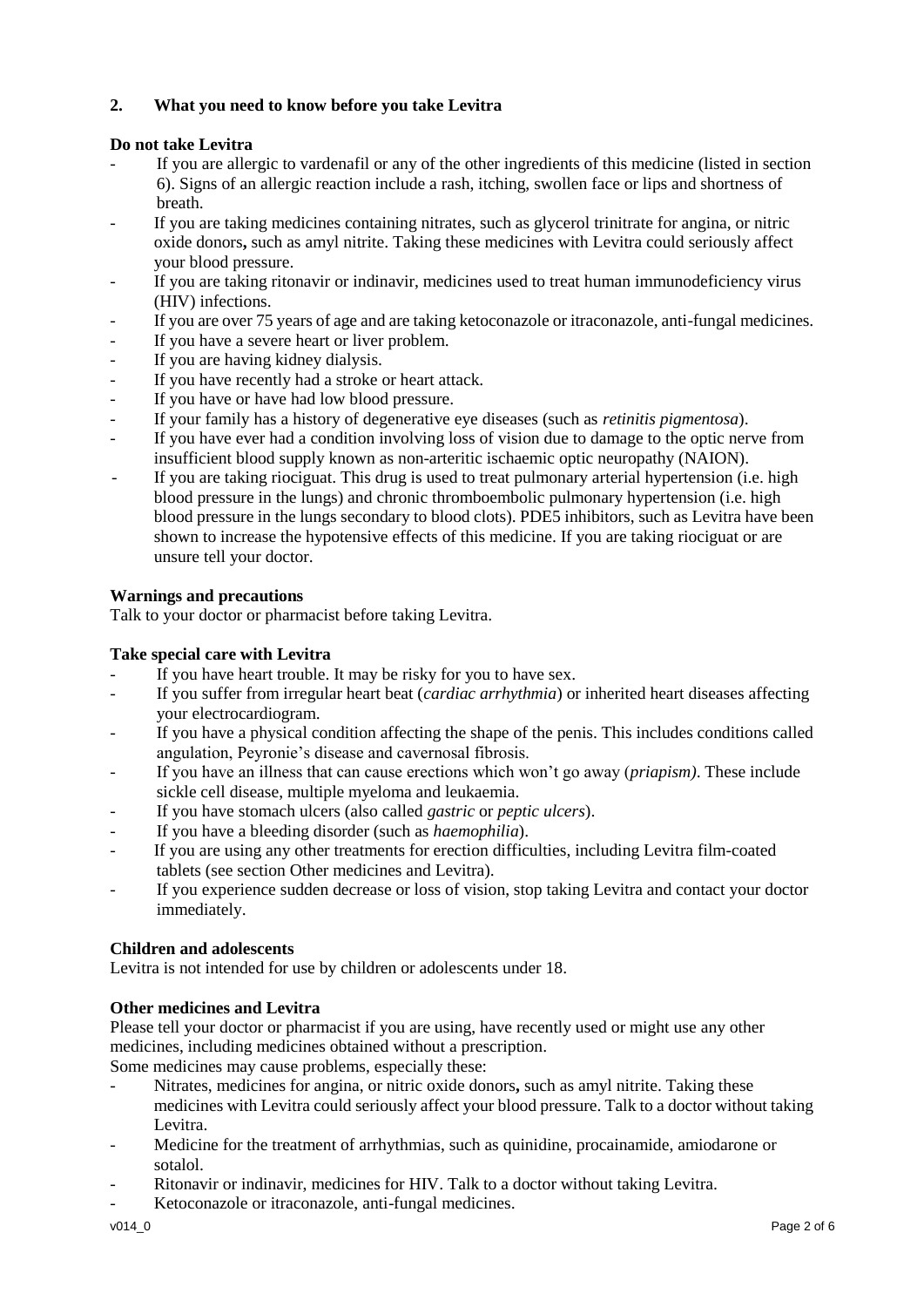## 2. What you need to know before you take Levitra

**Do not take Levitra**

- If you are allergic to vardenafil or any of the other ingredients of this medicine (listed in section 6). Signs of an allergic reaction include a rash, itching, swollen face or lips and shortness of breath.
- If you are taking medicines containing nitrates, such as glycerol trinitrate for angina, or nitric oxide donors**,** such as amyl nitrite. Taking these medicines with Levitra could seriously affect your blood pressure.
- If you are taking ritonavir or indinavir, medicines used to treat human immunodeficiency virus (HIV) infections.
- If you are over 75 years of age and are taking ketoconazole or itraconazole, anti-fungal medicines.
- If you have a severe heart or liver problem.
- If you are having kidney dialysis.
- If you have recently had a stroke or heart attack.
- If you have or have had low blood pressure.
- If your family has a history of degenerative eye diseases (such as *retinitis pigmentosa*).
- If you have ever had a condition involving loss of vision due to damage to the optic nerve from insufficient blood supply known as non-arteritic ischaemic optic neuropathy (NAION).
- If you are taking riociguat. This drug is used to treat pulmonary arterial hypertension (i.e. high blood pressure in the lungs) and chronic thromboembolic pulmonary hypertension (i.e. high blood pressure in the lungs secondary to blood clots). PDE5 inhibitors, such as Levitra have been shown to increase the hypotensive effects of this medicine. If you are taking riociguat or are unsure tell your doctor.

**Warnings and precautions**

Talk to your doctor or pharmacist before taking Levitra.

**Take special care with Levitra**

- If you have heart trouble. It may be risky for you to have sex.
- If you suffer from irregular heart beat (*cardiac arrhythmia*) or inherited heart diseases affecting your electrocardiogram.
- If you have a physical condition affecting the shape of the penis. This includes conditions called angulation, Peyronie's disease and cavernosal fibrosis.
- If you have an illness that can cause erections which won't go away (*priapism)*. These include sickle cell disease, multiple myeloma and leukaemia.
- If you have stomach ulcers (also called *gastric* or *peptic ulcers*).
- If you have a bleeding disorder (such as *haemophilia*).
- If you are using any other treatments for erection difficulties, including Levitra film-coated tablets (see section Other medicines and Levitra).
- If you experience sudden decrease or loss of vision, stop taking Levitra and contact your doctor immediately.

**Children and adolescents**

Levitra is not intended for use by children or adolescents under 18.

**Other medicines and Levitra**

Please tell your doctor or pharmacist if you are using, have recently used or might use any other medicines, including medicines obtained without a prescription.

Some medicines may cause problems, especially these:

- Nitrates, medicines for angina, or nitric oxide donors**,** such as amyl nitrite. Taking these medicines with Levitra could seriously affect your blood pressure. Talk to a doctor without taking Levitra.
- Medicine for the treatment of arrhythmias, such as quinidine, procainamide, amiodarone or sotalol.
- Ritonavir or indinavir, medicines for HIV. Talk to a doctor without taking Levitra.
- Ketoconazole or itraconazole, anti-fungal medicines.

v014_0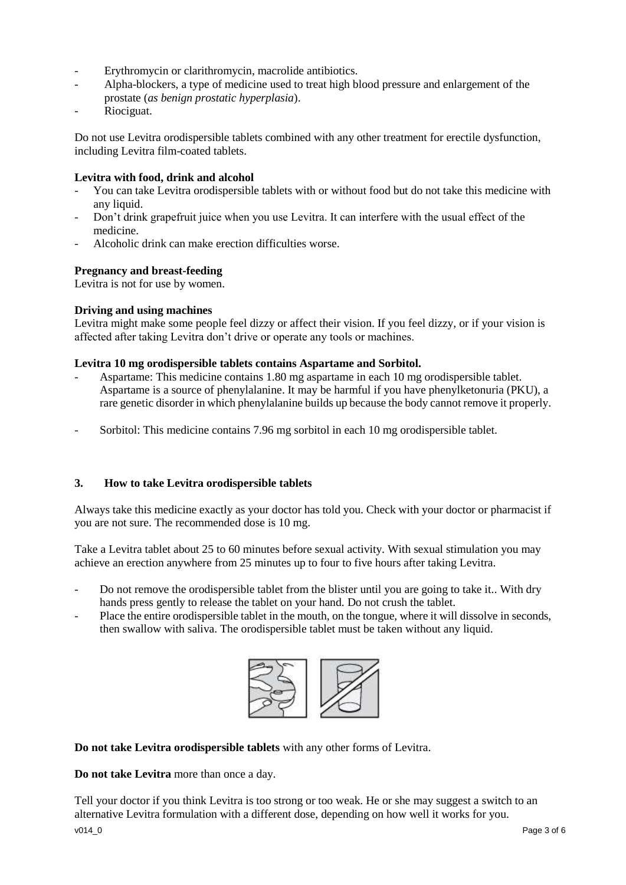- Erythromycin or clarithromycin, macrolide antibiotics.
- Alpha-blockers, a type of medicine used to treat high blood pressure and enlargement of the prostate (*as benign prostatic hyperplasia*).
- Riociguat.

Do not use Levitra orodispersible tablets combined with any other treatment for erectile dysfunction, including Levitra film-coated tablets.

**Levitra with food, drink and alcohol**

- You can take Levitra orodispersible tablets with or without food but do not take this medicine with any liquid.
- Don't drink grapefruit juice when you use Levitra. It can interfere with the usual effect of the medicine.
- Alcoholic drink can make erection difficulties worse.

**Pregnancy and breast-feeding**

Levitra is not for use by women.

**Driving and using machines**

Levitra might make some people feel dizzy or affect their vision. If you feel dizzy, or if your vision is affected after taking Levitra don't drive or operate any tools or machines.

**Levitra 10 mg orodispersible tablets contains Aspartame and Sorbitol.**

- Aspartame: This medicine contains 1.80 mg aspartame in each 10 mg orodispersible tablet. Aspartame is a source of phenylalanine. It may be harmful if you have phenylketonuria (PKU), a rare genetic disorder in which phenylalanine builds up because the body cannot remove it properly.
- Sorbitol: This medicine contains 7.96 mg sorbitol in each 10 mg orodispersible tablet.

## 3. How to take Levitra orodispersible tablets

Always take this medicine exactly as your doctor has told you. Check with your doctor or pharmacist if you are not sure. The recommended dose is 10 mg.

Take a Levitra tablet about 25 to 60 minutes before sexual activity. With sexual stimulation you may achieve an erection anywhere from 25 minutes up to four to five hours after taking Levitra.

- Do not remove the orodispersible tablet from the blister until you are going to take it.. With dry hands press gently to release the tablet on your hand. Do not crush the tablet.
- Place the entire orodispersible tablet in the mouth, on the tongue, where it will dissolve in seconds, then swallow with saliva. The orodispersible tablet must be taken without any liquid.

**Do not take Levitra orodispersible tablets** with any other forms of Levitra.

**Do not take Levitra** more than once a day.

Tell your doctor if you think Levitra is too strong or too weak. He or she may suggest a switch to an alternative Levitra formulation with a different dose, depending on how well it works for you.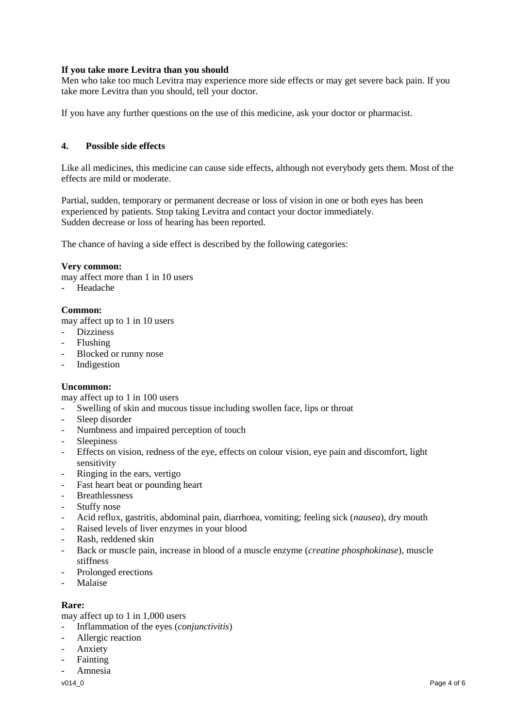**If you take more Levitra than you should**

Men who take too much Levitra may experience more side effects or may get severe back pain. If you take more Levitra than you should, tell your doctor.

If you have any further questions on the use of this medicine, ask your doctor or pharmacist.

## 4. Possible side effects

Like all medicines, this medicine can cause side effects, although not everybody gets them. Most of the effects are mild or moderate.

Partial, sudden, temporary or permanent decrease or loss of vision in one or both eyes has been experienced by patients. Stop taking Levitra and contact your doctor immediately.
Sudden decrease or loss of hearing has been reported.

The chance of having a side effect is described by the following categories:

**Very common:**
may affect more than 1 in 10 users
- Headache

**Common:**
may affect up to 1 in 10 users
- Dizziness
- Flushing
- Blocked or runny nose
- Indigestion

**Uncommon:**
may affect up to 1 in 100 users
- Swelling of skin and mucous tissue including swollen face, lips or throat
- Sleep disorder
- Numbness and impaired perception of touch
- Sleepiness
- Effects on vision, redness of the eye, effects on colour vision, eye pain and discomfort, light sensitivity
- Ringing in the ears, vertigo
- Fast heart beat or pounding heart
- Breathlessness
- Stuffy nose
- Acid reflux, gastritis, abdominal pain, diarrhoea, vomiting; feeling sick (*nausea*), dry mouth
- Raised levels of liver enzymes in your blood
- Rash, reddened skin
- Back or muscle pain, increase in blood of a muscle enzyme (*creatine phosphokinase*), muscle stiffness
- Prolonged erections
- Malaise

**Rare:**
may affect up to 1 in 1,000 users
- Inflammation of the eyes (*conjunctivitis*)
- Allergic reaction
- Anxiety
- Fainting
- Amnesia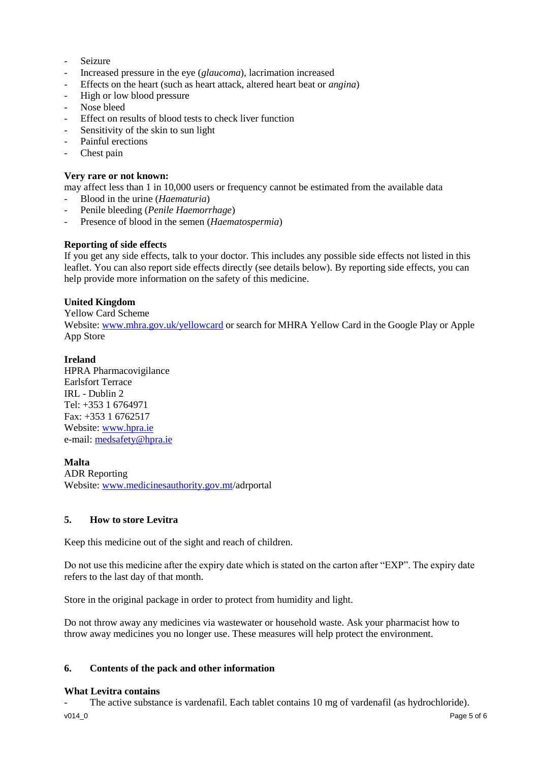- Seizure
- Increased pressure in the eye (*glaucoma*), lacrimation increased
- Effects on the heart (such as heart attack, altered heart beat or *angina*)
- High or low blood pressure
- Nose bleed
- Effect on results of blood tests to check liver function
- Sensitivity of the skin to sun light
- Painful erections
- Chest pain

**Very rare or not known:**
may affect less than 1 in 10,000 users or frequency cannot be estimated from the available data
- Blood in the urine (*Haematuria*)
- Penile bleeding (*Penile Haemorrhage*)
- Presence of blood in the semen (*Haematospermia*)

**Reporting of side effects**
If you get any side effects, talk to your doctor. This includes any possible side effects not listed in this leaflet. You can also report side effects directly (see details below). By reporting side effects, you can help provide more information on the safety of this medicine.

**United Kingdom**
Yellow Card Scheme
Website: www.mhra.gov.uk/yellowcard or search for MHRA Yellow Card in the Google Play or Apple App Store

**Ireland**
HPRA Pharmacovigilance
Earlsfort Terrace
IRL - Dublin 2
Tel: +353 1 6764971
Fax: +353 1 6762517
Website: www.hpra.ie
e-mail: medsafety@hpra.ie

**Malta**
ADR Reporting
Website: www.medicinesauthority.gov.mt/adrportal

## 5. How to store Levitra

Keep this medicine out of the sight and reach of children.

Do not use this medicine after the expiry date which is stated on the carton after "EXP". The expiry date refers to the last day of that month.

Store in the original package in order to protect from humidity and light.

Do not throw away any medicines via wastewater or household waste. Ask your pharmacist how to throw away medicines you no longer use. These measures will help protect the environment.

## 6. Contents of the pack and other information

**What Levitra contains**
- The active substance is vardenafil. Each tablet contains 10 mg of vardenafil (as hydrochloride).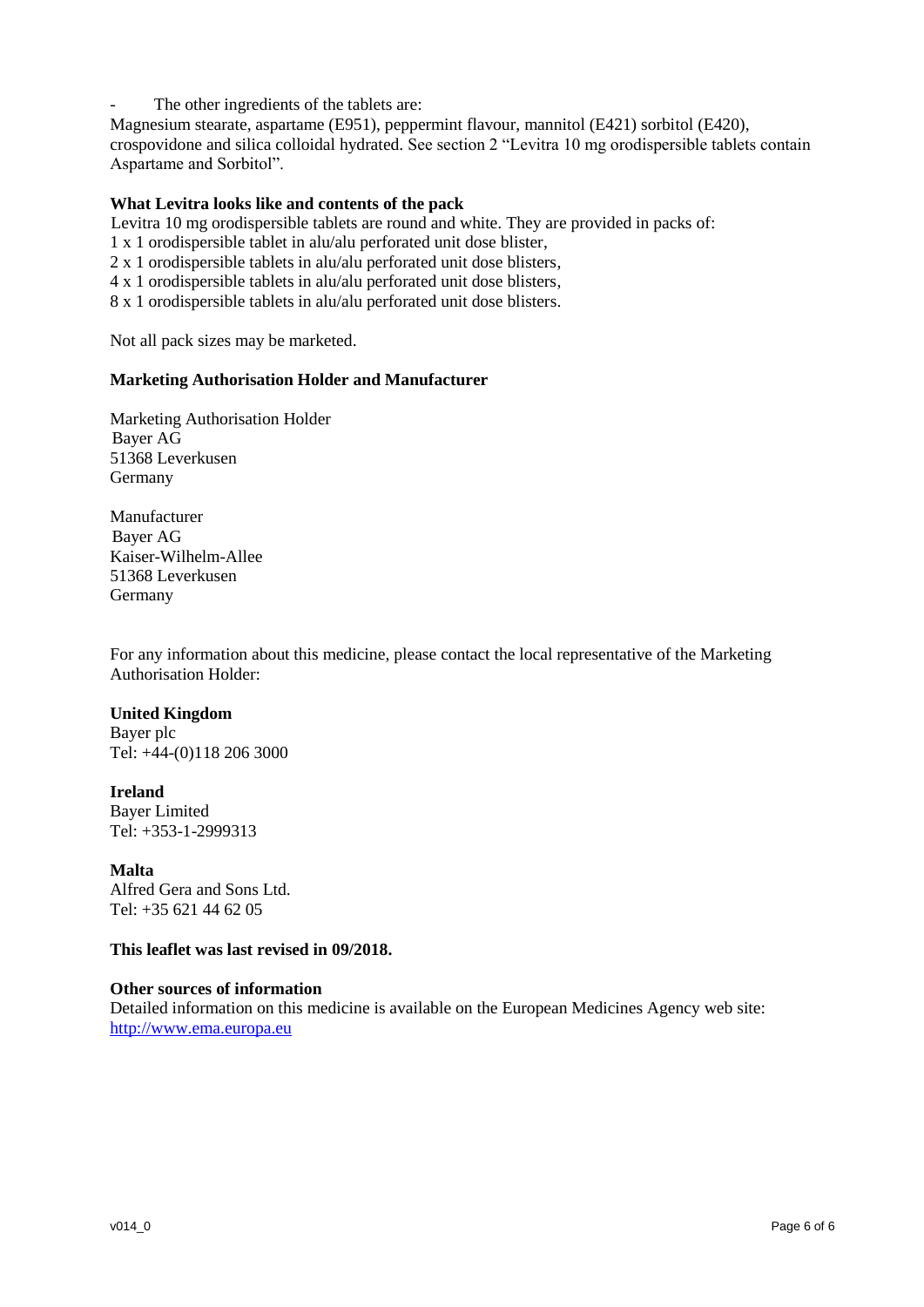- The other ingredients of the tablets are:

Magnesium stearate, aspartame (E951), peppermint flavour, mannitol (E421) sorbitol (E420), crospovidone and silica colloidal hydrated. See section 2 "Levitra 10 mg orodispersible tablets contain Aspartame and Sorbitol".

**What Levitra looks like and contents of the pack**

Levitra 10 mg orodispersible tablets are round and white. They are provided in packs of:
1 x 1 orodispersible tablet in alu/alu perforated unit dose blister,
2 x 1 orodispersible tablets in alu/alu perforated unit dose blisters,
4 x 1 orodispersible tablets in alu/alu perforated unit dose blisters,
8 x 1 orodispersible tablets in alu/alu perforated unit dose blisters.

Not all pack sizes may be marketed.

**Marketing Authorisation Holder and Manufacturer**

Marketing Authorisation Holder
Bayer AG
51368 Leverkusen
Germany

Manufacturer
Bayer AG
Kaiser-Wilhelm-Allee
51368 Leverkusen
Germany

For any information about this medicine, please contact the local representative of the Marketing Authorisation Holder:

**United Kingdom**
Bayer plc
Tel: +44-(0)118 206 3000

**Ireland**
Bayer Limited
Tel: +353-1-2999313

**Malta**
Alfred Gera and Sons Ltd.
Tel: +35 621 44 62 05

**This leaflet was last revised in 09/2018.**

**Other sources of information**

Detailed information on this medicine is available on the European Medicines Agency web site: http://www.ema.europa.eu